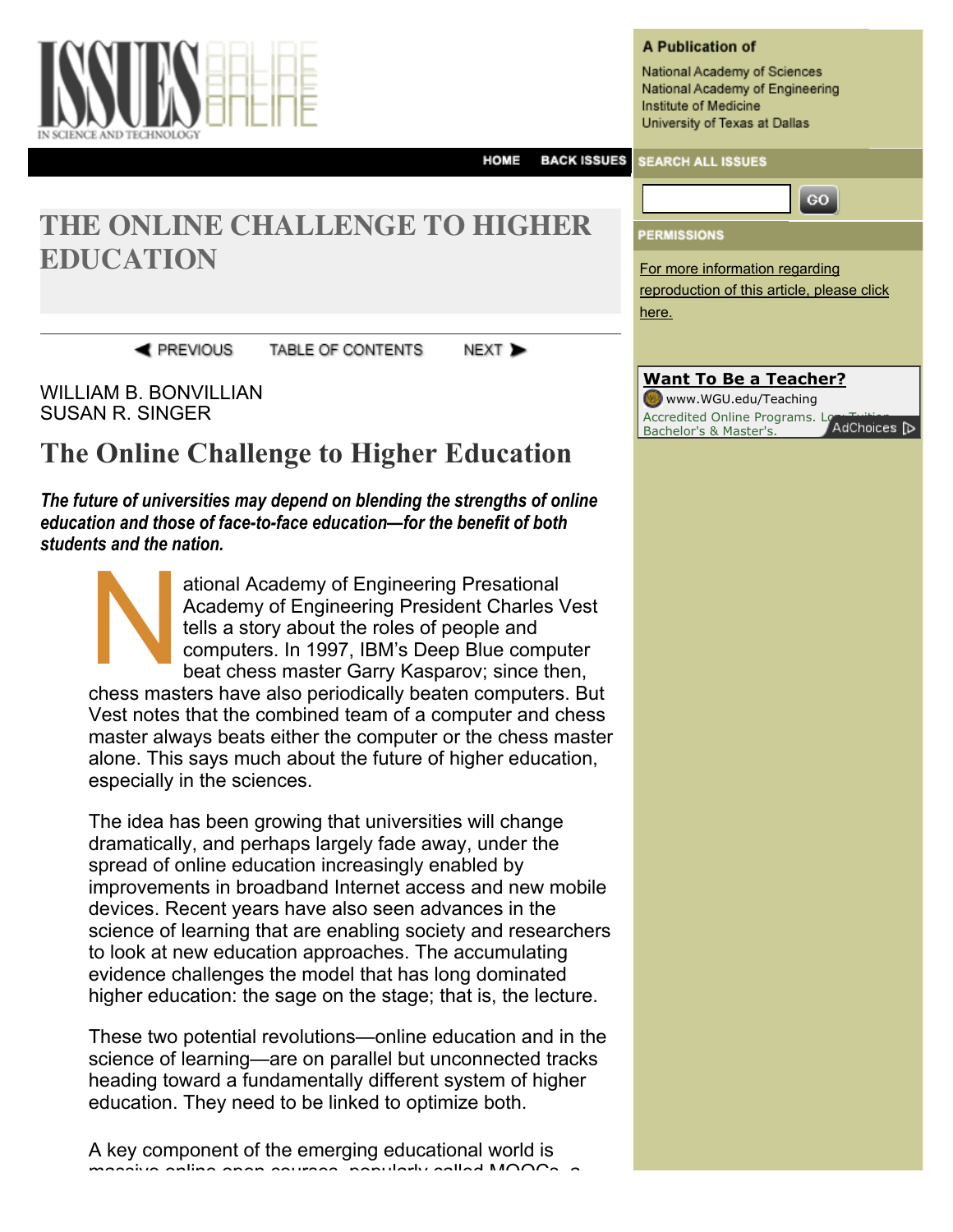# THE ONLINE CHALLENGE TO HIGHER EDUCATION

WILLIAM B. BONVILLIAN
SUSAN R. SINGER

## The Online Challenge to Higher Education

***The future of universities may depend on blending the strengths of online education and those of face-to-face education—for the benefit of both students and the nation.***

National Academy of Engineering Presational Academy of Engineering President Charles Vest tells a story about the roles of people and computers. In 1997, IBM's Deep Blue computer beat chess master Garry Kasparov; since then, chess masters have also periodically beaten computers. But Vest notes that the combined team of a computer and chess master always beats either the computer or the chess master alone. This says much about the future of higher education, especially in the sciences.

The idea has been growing that universities will change dramatically, and perhaps largely fade away, under the spread of online education increasingly enabled by improvements in broadband Internet access and new mobile devices. Recent years have also seen advances in the science of learning that are enabling society and researchers to look at new education approaches. The accumulating evidence challenges the model that has long dominated higher education: the sage on the stage; that is, the lecture.

These two potential revolutions—online education and in the science of learning—are on parallel but unconnected tracks heading toward a fundamentally different system of higher education. They need to be linked to optimize both.

A key component of the emerging educational world is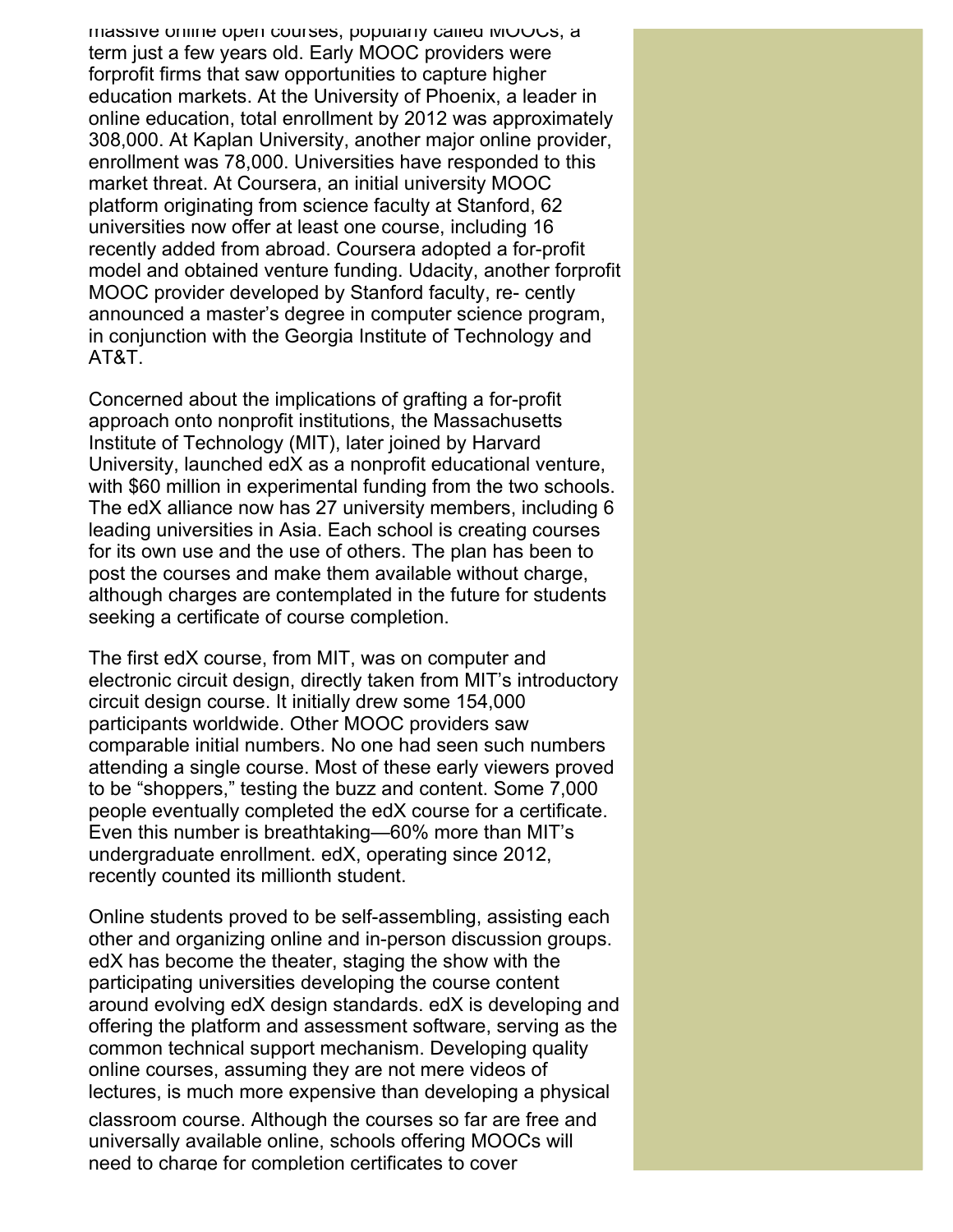massive online open courses, popularly called MOOCs, a term just a few years old. Early MOOC providers were forprofit firms that saw opportunities to capture higher education markets. At the University of Phoenix, a leader in online education, total enrollment by 2012 was approximately 308,000. At Kaplan University, another major online provider, enrollment was 78,000. Universities have responded to this market threat. At Coursera, an initial university MOOC platform originating from science faculty at Stanford, 62 universities now offer at least one course, including 16 recently added from abroad. Coursera adopted a for-profit model and obtained venture funding. Udacity, another forprofit MOOC provider developed by Stanford faculty, re- cently announced a master's degree in computer science program, in conjunction with the Georgia Institute of Technology and AT&T.

Concerned about the implications of grafting a for-profit approach onto nonprofit institutions, the Massachusetts Institute of Technology (MIT), later joined by Harvard University, launched edX as a nonprofit educational venture, with $60 million in experimental funding from the two schools. The edX alliance now has 27 university members, including 6 leading universities in Asia. Each school is creating courses for its own use and the use of others. The plan has been to post the courses and make them available without charge, although charges are contemplated in the future for students seeking a certificate of course completion.

The first edX course, from MIT, was on computer and electronic circuit design, directly taken from MIT's introductory circuit design course. It initially drew some 154,000 participants worldwide. Other MOOC providers saw comparable initial numbers. No one had seen such numbers attending a single course. Most of these early viewers proved to be "shoppers," testing the buzz and content. Some 7,000 people eventually completed the edX course for a certificate. Even this number is breathtaking—60% more than MIT's undergraduate enrollment. edX, operating since 2012, recently counted its millionth student.

Online students proved to be self-assembling, assisting each other and organizing online and in-person discussion groups. edX has become the theater, staging the show with the participating universities developing the course content around evolving edX design standards. edX is developing and offering the platform and assessment software, serving as the common technical support mechanism. Developing quality online courses, assuming they are not mere videos of lectures, is much more expensive than developing a physical classroom course. Although the courses so far are free and universally available online, schools offering MOOCs will need to charge for completion certificates to cover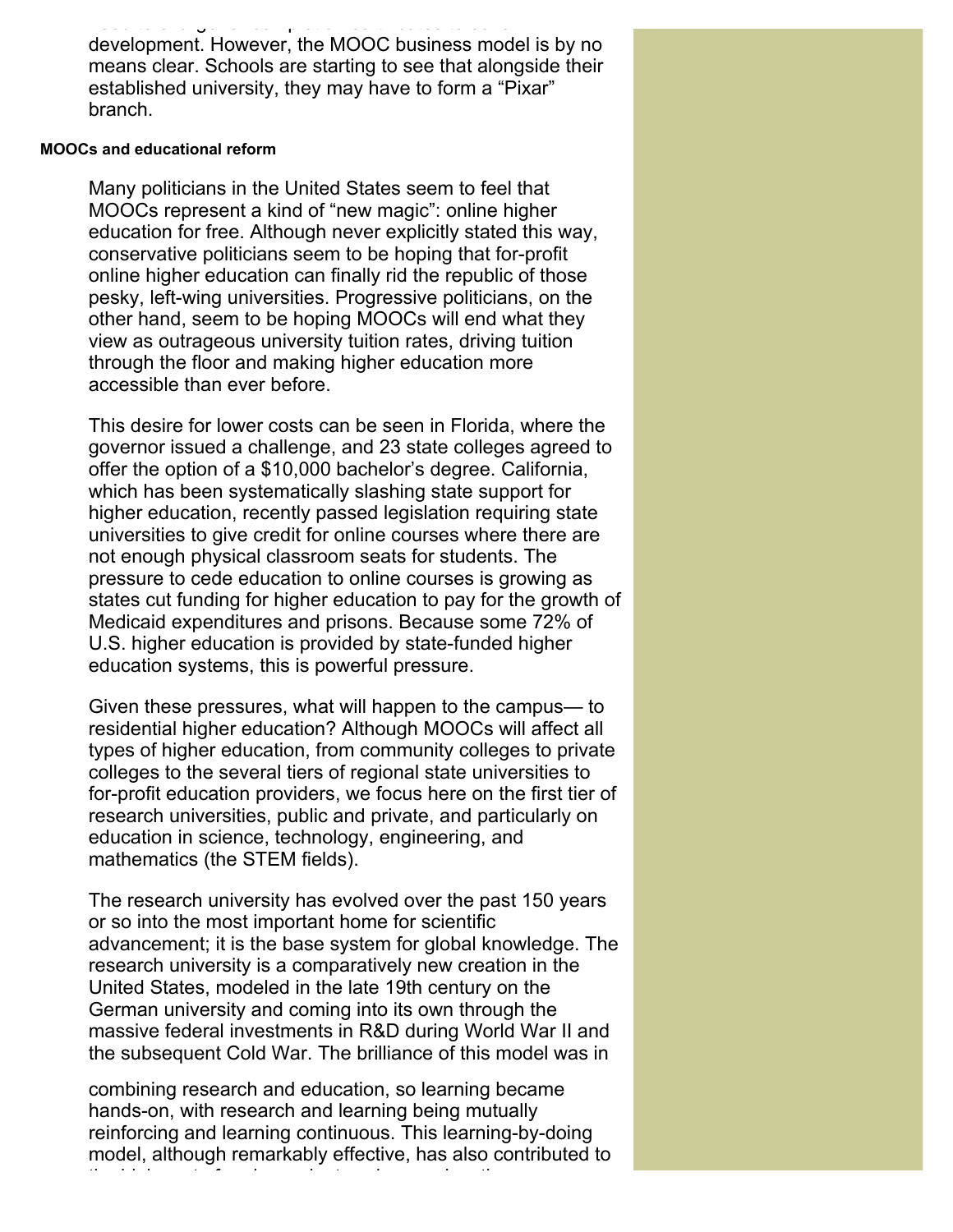development. However, the MOOC business model is by no means clear. Schools are starting to see that alongside their established university, they may have to form a "Pixar" branch.

#### MOOCs and educational reform

Many politicians in the United States seem to feel that MOOCs represent a kind of "new magic": online higher education for free. Although never explicitly stated this way, conservative politicians seem to be hoping that for-profit online higher education can finally rid the republic of those pesky, left-wing universities. Progressive politicians, on the other hand, seem to be hoping MOOCs will end what they view as outrageous university tuition rates, driving tuition through the floor and making higher education more accessible than ever before.

This desire for lower costs can be seen in Florida, where the governor issued a challenge, and 23 state colleges agreed to offer the option of a $10,000 bachelor's degree. California, which has been systematically slashing state support for higher education, recently passed legislation requiring state universities to give credit for online courses where there are not enough physical classroom seats for students. The pressure to cede education to online courses is growing as states cut funding for higher education to pay for the growth of Medicaid expenditures and prisons. Because some 72% of U.S. higher education is provided by state-funded higher education systems, this is powerful pressure.

Given these pressures, what will happen to the campus— to residential higher education? Although MOOCs will affect all types of higher education, from community colleges to private colleges to the several tiers of regional state universities to for-profit education providers, we focus here on the first tier of research universities, public and private, and particularly on education in science, technology, engineering, and mathematics (the STEM fields).

The research university has evolved over the past 150 years or so into the most important home for scientific advancement; it is the base system for global knowledge. The research university is a comparatively new creation in the United States, modeled in the late 19th century on the German university and coming into its own through the massive federal investments in R&D during World War II and the subsequent Cold War. The brilliance of this model was in combining research and education, so learning became hands-on, with research and learning being mutually reinforcing and learning continuous. This learning-by-doing model, although remarkably effective, has also contributed to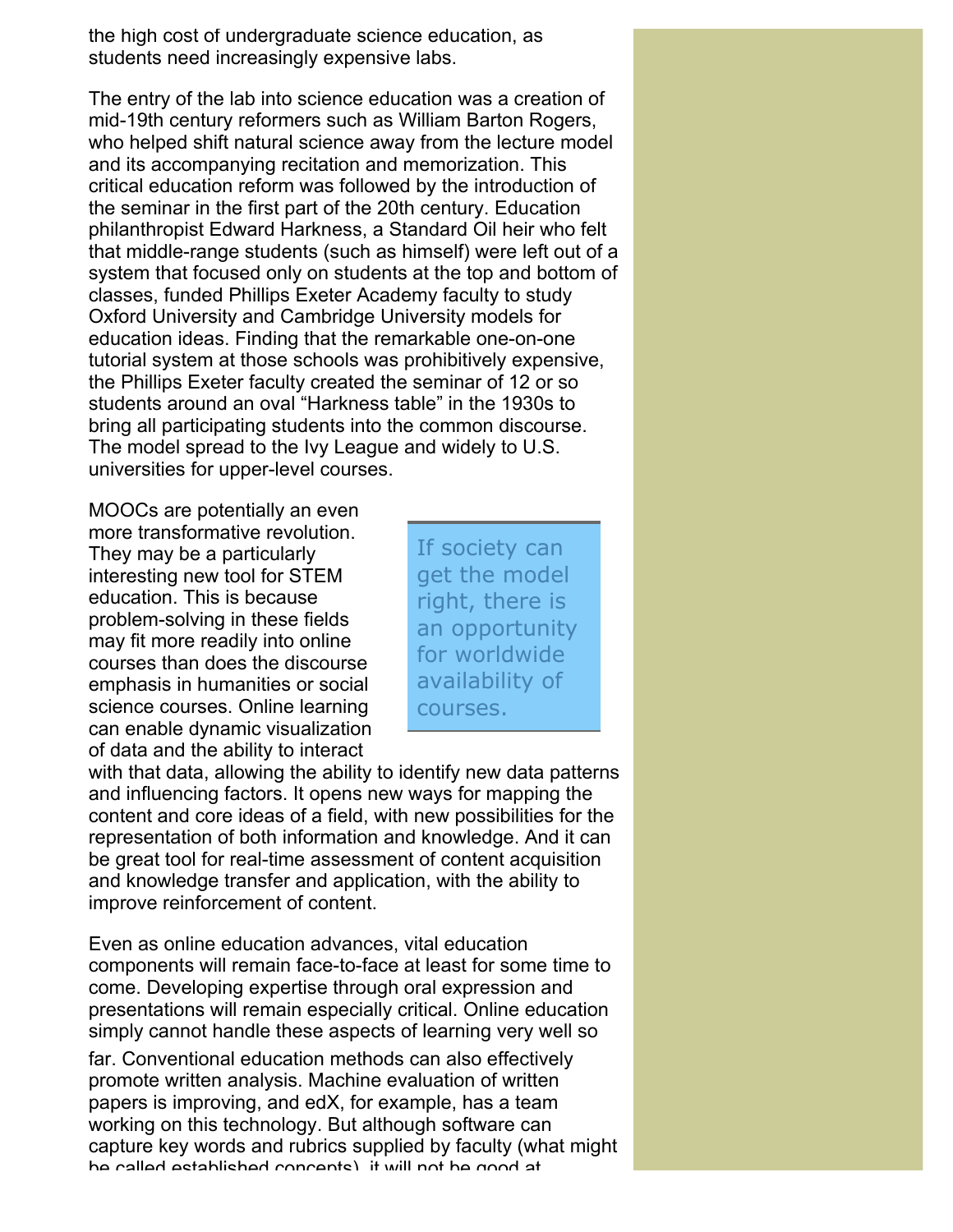the high cost of undergraduate science education, as students need increasingly expensive labs.

The entry of the lab into science education was a creation of mid-19th century reformers such as William Barton Rogers, who helped shift natural science away from the lecture model and its accompanying recitation and memorization. This critical education reform was followed by the introduction of the seminar in the first part of the 20th century. Education philanthropist Edward Harkness, a Standard Oil heir who felt that middle-range students (such as himself) were left out of a system that focused only on students at the top and bottom of classes, funded Phillips Exeter Academy faculty to study Oxford University and Cambridge University models for education ideas. Finding that the remarkable one-on-one tutorial system at those schools was prohibitively expensive, the Phillips Exeter faculty created the seminar of 12 or so students around an oval "Harkness table" in the 1930s to bring all participating students into the common discourse. The model spread to the Ivy League and widely to U.S. universities for upper-level courses.

> If society can get the model right, there is an opportunity for worldwide availability of courses.

MOOCs are potentially an even more transformative revolution. They may be a particularly interesting new tool for STEM education. This is because problem-solving in these fields may fit more readily into online courses than does the discourse emphasis in humanities or social science courses. Online learning can enable dynamic visualization of data and the ability to interact with that data, allowing the ability to identify new data patterns and influencing factors. It opens new ways for mapping the content and core ideas of a field, with new possibilities for the representation of both information and knowledge. And it can be great tool for real-time assessment of content acquisition and knowledge transfer and application, with the ability to improve reinforcement of content.

Even as online education advances, vital education components will remain face-to-face at least for some time to come. Developing expertise through oral expression and presentations will remain especially critical. Online education simply cannot handle these aspects of learning very well so far. Conventional education methods can also effectively promote written analysis. Machine evaluation of written papers is improving, and edX, for example, has a team working on this technology. But although software can capture key words and rubrics supplied by faculty (what might be called established concepts), it will not be good at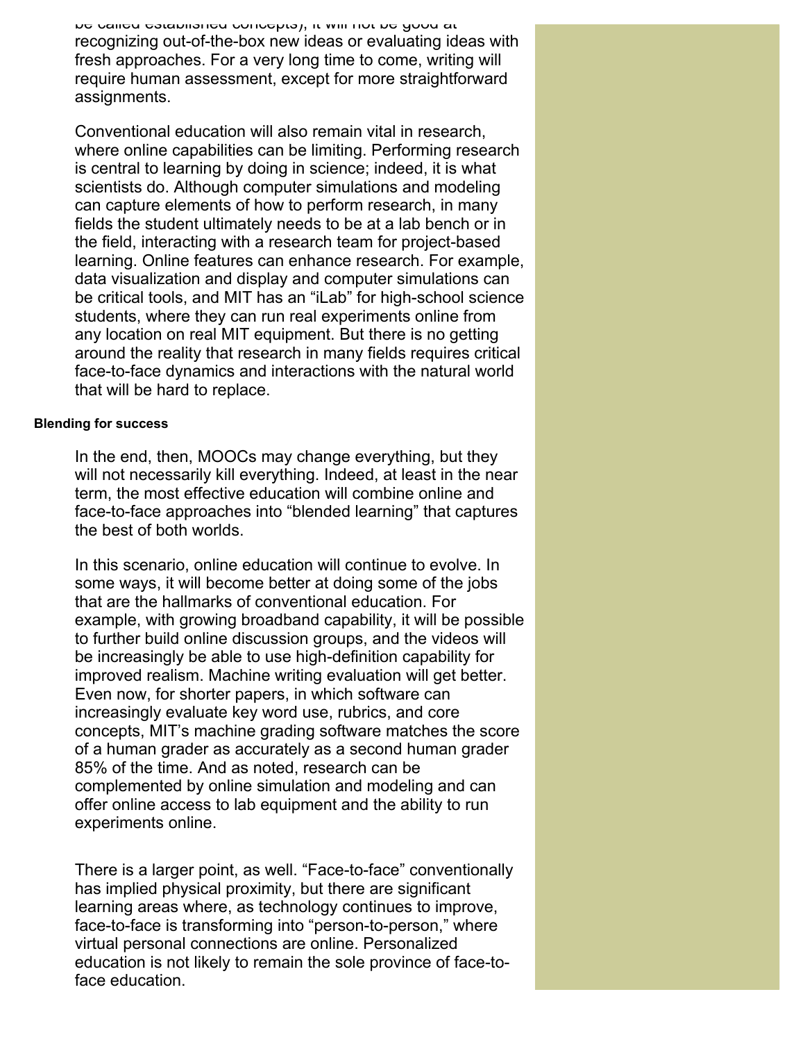be called established concepts), it will not be good at recognizing out-of-the-box new ideas or evaluating ideas with fresh approaches. For a very long time to come, writing will require human assessment, except for more straightforward assignments.

Conventional education will also remain vital in research, where online capabilities can be limiting. Performing research is central to learning by doing in science; indeed, it is what scientists do. Although computer simulations and modeling can capture elements of how to perform research, in many fields the student ultimately needs to be at a lab bench or in the field, interacting with a research team for project-based learning. Online features can enhance research. For example, data visualization and display and computer simulations can be critical tools, and MIT has an "iLab" for high-school science students, where they can run real experiments online from any location on real MIT equipment. But there is no getting around the reality that research in many fields requires critical face-to-face dynamics and interactions with the natural world that will be hard to replace.

**Blending for success**

In the end, then, MOOCs may change everything, but they will not necessarily kill everything. Indeed, at least in the near term, the most effective education will combine online and face-to-face approaches into "blended learning" that captures the best of both worlds.

In this scenario, online education will continue to evolve. In some ways, it will become better at doing some of the jobs that are the hallmarks of conventional education. For example, with growing broadband capability, it will be possible to further build online discussion groups, and the videos will be increasingly be able to use high-definition capability for improved realism. Machine writing evaluation will get better. Even now, for shorter papers, in which software can increasingly evaluate key word use, rubrics, and core concepts, MIT's machine grading software matches the score of a human grader as accurately as a second human grader 85% of the time. And as noted, research can be complemented by online simulation and modeling and can offer online access to lab equipment and the ability to run experiments online.

There is a larger point, as well. "Face-to-face" conventionally has implied physical proximity, but there are significant learning areas where, as technology continues to improve, face-to-face is transforming into "person-to-person," where virtual personal connections are online. Personalized education is not likely to remain the sole province of face-to-face education.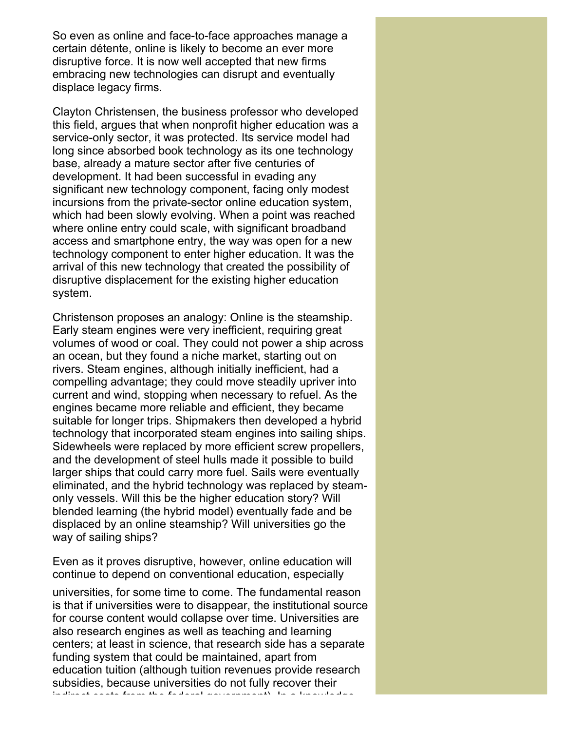So even as online and face-to-face approaches manage a certain détente, online is likely to become an ever more disruptive force. It is now well accepted that new firms embracing new technologies can disrupt and eventually displace legacy firms.

Clayton Christensen, the business professor who developed this field, argues that when nonprofit higher education was a service-only sector, it was protected. Its service model had long since absorbed book technology as its one technology base, already a mature sector after five centuries of development. It had been successful in evading any significant new technology component, facing only modest incursions from the private-sector online education system, which had been slowly evolving. When a point was reached where online entry could scale, with significant broadband access and smartphone entry, the way was open for a new technology component to enter higher education. It was the arrival of this new technology that created the possibility of disruptive displacement for the existing higher education system.

Christenson proposes an analogy: Online is the steamship. Early steam engines were very inefficient, requiring great volumes of wood or coal. They could not power a ship across an ocean, but they found a niche market, starting out on rivers. Steam engines, although initially inefficient, had a compelling advantage; they could move steadily upriver into current and wind, stopping when necessary to refuel. As the engines became more reliable and efficient, they became suitable for longer trips. Shipmakers then developed a hybrid technology that incorporated steam engines into sailing ships. Sidewheels were replaced by more efficient screw propellers, and the development of steel hulls made it possible to build larger ships that could carry more fuel. Sails were eventually eliminated, and the hybrid technology was replaced by steam-only vessels. Will this be the higher education story? Will blended learning (the hybrid model) eventually fade and be displaced by an online steamship? Will universities go the way of sailing ships?

Even as it proves disruptive, however, online education will continue to depend on conventional education, especially universities, for some time to come. The fundamental reason is that if universities were to disappear, the institutional source for course content would collapse over time. Universities are also research engines as well as teaching and learning centers; at least in science, that research side has a separate funding system that could be maintained, apart from education tuition (although tuition revenues provide research subsidies, because universities do not fully recover their indirect costs from the federal government). In a knowledge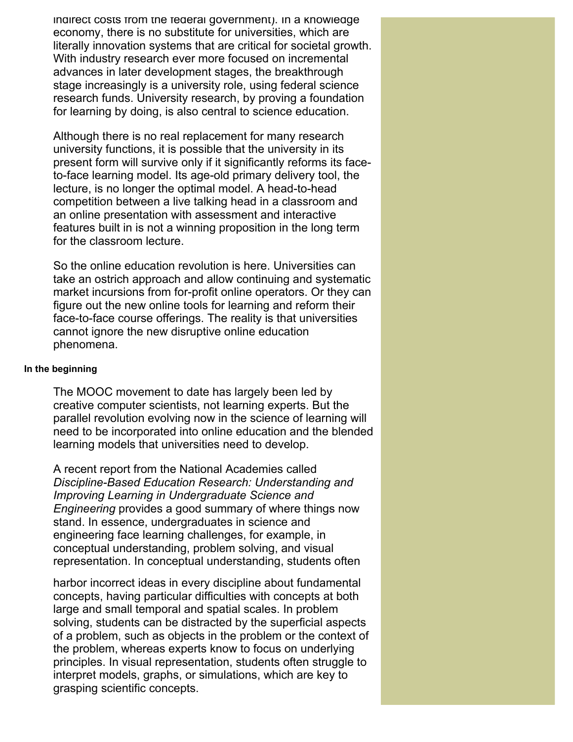indirect costs from the federal government). In a knowledge economy, there is no substitute for universities, which are literally innovation systems that are critical for societal growth. With industry research ever more focused on incremental advances in later development stages, the breakthrough stage increasingly is a university role, using federal science research funds. University research, by proving a foundation for learning by doing, is also central to science education.

Although there is no real replacement for many research university functions, it is possible that the university in its present form will survive only if it significantly reforms its face-to-face learning model. Its age-old primary delivery tool, the lecture, is no longer the optimal model. A head-to-head competition between a live talking head in a classroom and an online presentation with assessment and interactive features built in is not a winning proposition in the long term for the classroom lecture.

So the online education revolution is here. Universities can take an ostrich approach and allow continuing and systematic market incursions from for-profit online operators. Or they can figure out the new online tools for learning and reform their face-to-face course offerings. The reality is that universities cannot ignore the new disruptive online education phenomena.

#### In the beginning

The MOOC movement to date has largely been led by creative computer scientists, not learning experts. But the parallel revolution evolving now in the science of learning will need to be incorporated into online education and the blended learning models that universities need to develop.

A recent report from the National Academies called *Discipline-Based Education Research: Understanding and Improving Learning in Undergraduate Science and Engineering* provides a good summary of where things now stand. In essence, undergraduates in science and engineering face learning challenges, for example, in conceptual understanding, problem solving, and visual representation. In conceptual understanding, students often harbor incorrect ideas in every discipline about fundamental concepts, having particular difficulties with concepts at both large and small temporal and spatial scales. In problem solving, students can be distracted by the superficial aspects of a problem, such as objects in the problem or the context of the problem, whereas experts know to focus on underlying principles. In visual representation, students often struggle to interpret models, graphs, or simulations, which are key to grasping scientific concepts.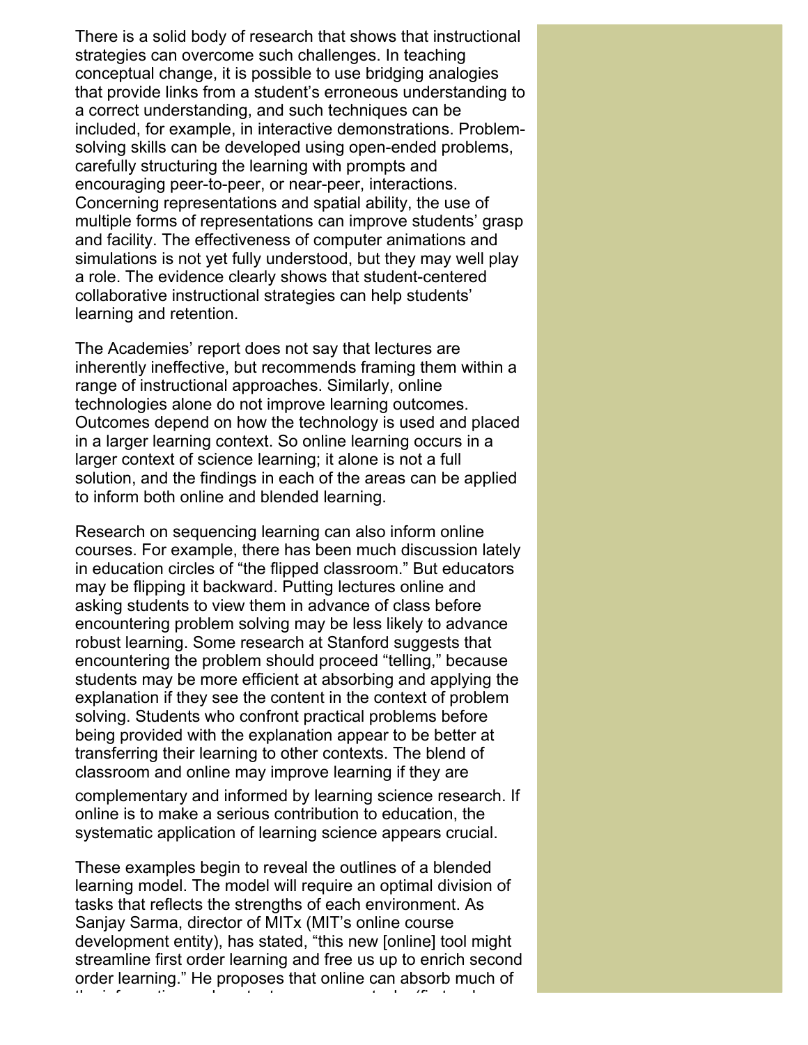There is a solid body of research that shows that instructional strategies can overcome such challenges. In teaching conceptual change, it is possible to use bridging analogies that provide links from a student's erroneous understanding to a correct understanding, and such techniques can be included, for example, in interactive demonstrations. Problem-solving skills can be developed using open-ended problems, carefully structuring the learning with prompts and encouraging peer-to-peer, or near-peer, interactions. Concerning representations and spatial ability, the use of multiple forms of representations can improve students' grasp and facility. The effectiveness of computer animations and simulations is not yet fully understood, but they may well play a role. The evidence clearly shows that student-centered collaborative instructional strategies can help students' learning and retention.

The Academies' report does not say that lectures are inherently ineffective, but recommends framing them within a range of instructional approaches. Similarly, online technologies alone do not improve learning outcomes. Outcomes depend on how the technology is used and placed in a larger learning context. So online learning occurs in a larger context of science learning; it alone is not a full solution, and the findings in each of the areas can be applied to inform both online and blended learning.

Research on sequencing learning can also inform online courses. For example, there has been much discussion lately in education circles of "the flipped classroom." But educators may be flipping it backward. Putting lectures online and asking students to view them in advance of class before encountering problem solving may be less likely to advance robust learning. Some research at Stanford suggests that encountering the problem should proceed "telling," because students may be more efficient at absorbing and applying the explanation if they see the content in the context of problem solving. Students who confront practical problems before being provided with the explanation appear to be better at transferring their learning to other contexts. The blend of classroom and online may improve learning if they are complementary and informed by learning science research. If online is to make a serious contribution to education, the systematic application of learning science appears crucial.

These examples begin to reveal the outlines of a blended learning model. The model will require an optimal division of tasks that reflects the strengths of each environment. As Sanjay Sarma, director of MITx (MIT's online course development entity), has stated, "this new [online] tool might streamline first order learning and free us up to enrich second order learning." He proposes that online can absorb much of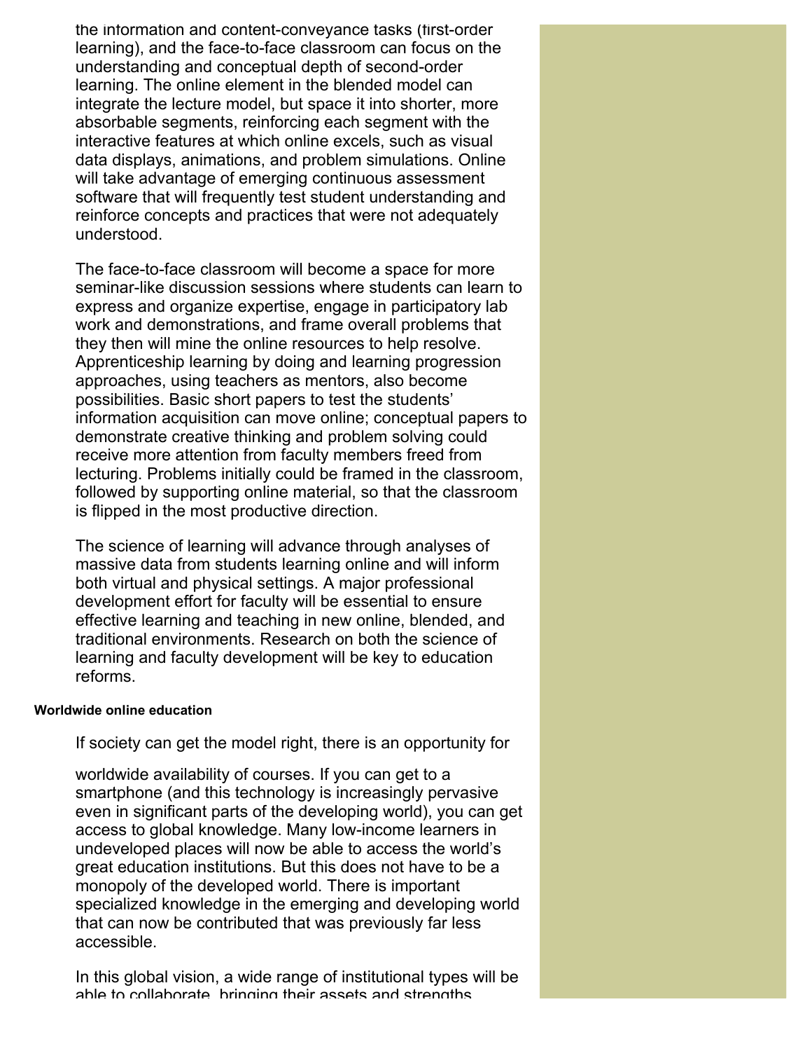the information and content-conveyance tasks (first-order learning), and the face-to-face classroom can focus on the understanding and conceptual depth of second-order learning. The online element in the blended model can integrate the lecture model, but space it into shorter, more absorbable segments, reinforcing each segment with the interactive features at which online excels, such as visual data displays, animations, and problem simulations. Online will take advantage of emerging continuous assessment software that will frequently test student understanding and reinforce concepts and practices that were not adequately understood.

The face-to-face classroom will become a space for more seminar-like discussion sessions where students can learn to express and organize expertise, engage in participatory lab work and demonstrations, and frame overall problems that they then will mine the online resources to help resolve. Apprenticeship learning by doing and learning progression approaches, using teachers as mentors, also become possibilities. Basic short papers to test the students' information acquisition can move online; conceptual papers to demonstrate creative thinking and problem solving could receive more attention from faculty members freed from lecturing. Problems initially could be framed in the classroom, followed by supporting online material, so that the classroom is flipped in the most productive direction.

The science of learning will advance through analyses of massive data from students learning online and will inform both virtual and physical settings. A major professional development effort for faculty will be essential to ensure effective learning and teaching in new online, blended, and traditional environments. Research on both the science of learning and faculty development will be key to education reforms.

#### Worldwide online education

If society can get the model right, there is an opportunity for worldwide availability of courses. If you can get to a smartphone (and this technology is increasingly pervasive even in significant parts of the developing world), you can get access to global knowledge. Many low-income learners in undeveloped places will now be able to access the world's great education institutions. But this does not have to be a monopoly of the developed world. There is important specialized knowledge in the emerging and developing world that can now be contributed that was previously far less accessible.

In this global vision, a wide range of institutional types will be able to collaborate, bringing their assets and strengths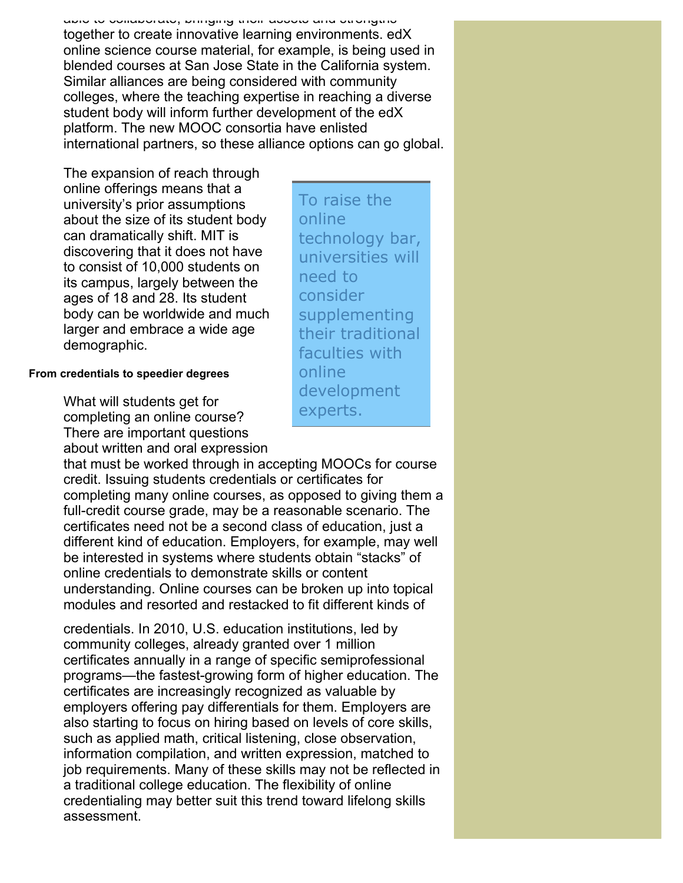able to collaborate, bringing their assets and strengths together to create innovative learning environments. edX online science course material, for example, is being used in blended courses at San Jose State in the California system. Similar alliances are being considered with community colleges, where the teaching expertise in reaching a diverse student body will inform further development of the edX platform. The new MOOC consortia have enlisted international partners, so these alliance options can go global.

The expansion of reach through online offerings means that a university's prior assumptions about the size of its student body can dramatically shift. MIT is discovering that it does not have to consist of 10,000 students on its campus, largely between the ages of 18 and 28. Its student body can be worldwide and much larger and embrace a wide age demographic.

> To raise the online technology bar, universities will need to consider supplementing their traditional faculties with online development experts.

**From credentials to speedier degrees**

What will students get for completing an online course? There are important questions about written and oral expression that must be worked through in accepting MOOCs for course credit. Issuing students credentials or certificates for completing many online courses, as opposed to giving them a full-credit course grade, may be a reasonable scenario. The certificates need not be a second class of education, just a different kind of education. Employers, for example, may well be interested in systems where students obtain "stacks" of online credentials to demonstrate skills or content understanding. Online courses can be broken up into topical modules and resorted and restacked to fit different kinds of credentials. In 2010, U.S. education institutions, led by community colleges, already granted over 1 million certificates annually in a range of specific semiprofessional programs—the fastest-growing form of higher education. The certificates are increasingly recognized as valuable by employers offering pay differentials for them. Employers are also starting to focus on hiring based on levels of core skills, such as applied math, critical listening, close observation, information compilation, and written expression, matched to job requirements. Many of these skills may not be reflected in a traditional college education. The flexibility of online credentialing may better suit this trend toward lifelong skills assessment.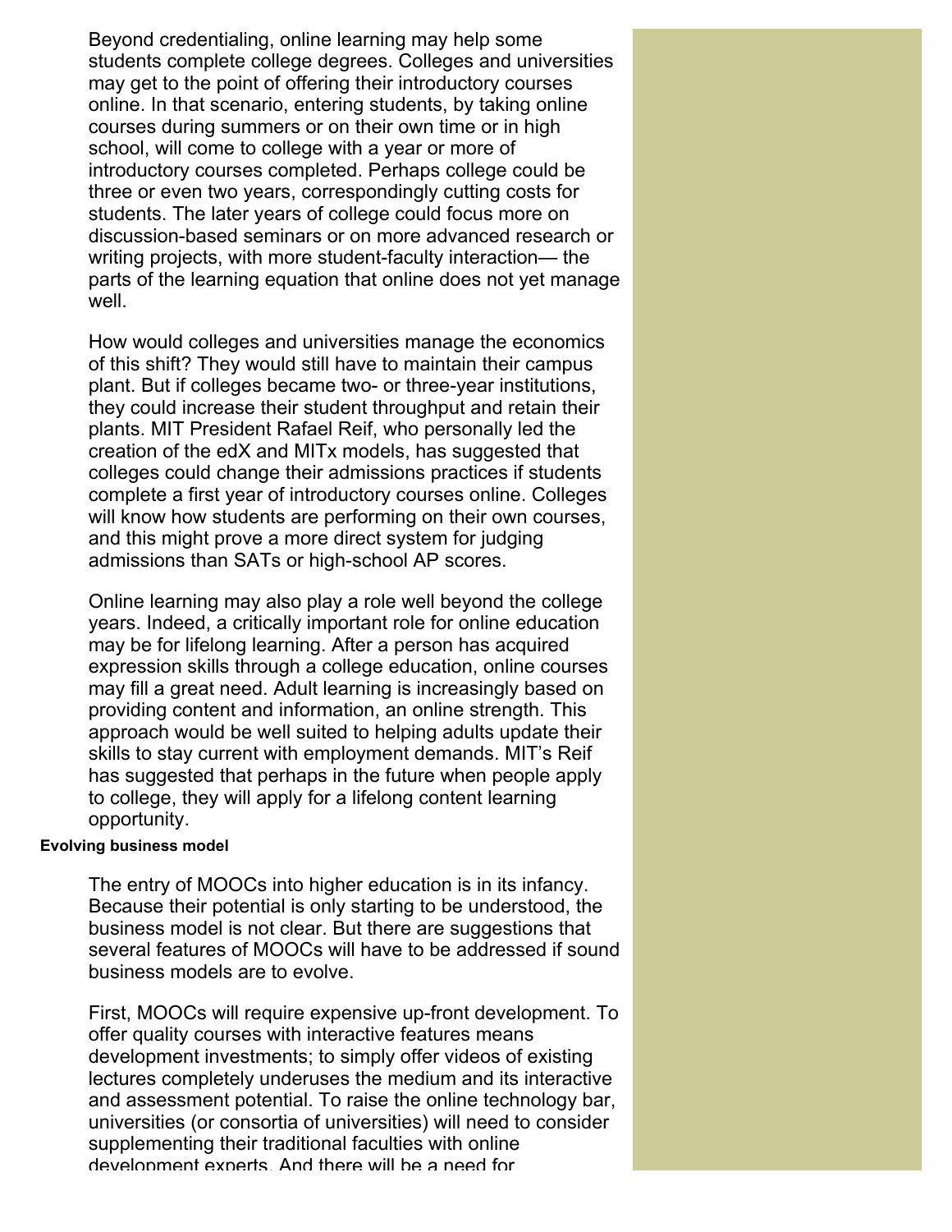Beyond credentialing, online learning may help some students complete college degrees. Colleges and universities may get to the point of offering their introductory courses online. In that scenario, entering students, by taking online courses during summers or on their own time or in high school, will come to college with a year or more of introductory courses completed. Perhaps college could be three or even two years, correspondingly cutting costs for students. The later years of college could focus more on discussion-based seminars or on more advanced research or writing projects, with more student-faculty interaction— the parts of the learning equation that online does not yet manage well.

How would colleges and universities manage the economics of this shift? They would still have to maintain their campus plant. But if colleges became two- or three-year institutions, they could increase their student throughput and retain their plants. MIT President Rafael Reif, who personally led the creation of the edX and MITx models, has suggested that colleges could change their admissions practices if students complete a first year of introductory courses online. Colleges will know how students are performing on their own courses, and this might prove a more direct system for judging admissions than SATs or high-school AP scores.

Online learning may also play a role well beyond the college years. Indeed, a critically important role for online education may be for lifelong learning. After a person has acquired expression skills through a college education, online courses may fill a great need. Adult learning is increasingly based on providing content and information, an online strength. This approach would be well suited to helping adults update their skills to stay current with employment demands. MIT's Reif has suggested that perhaps in the future when people apply to college, they will apply for a lifelong content learning opportunity.

#### Evolving business model

The entry of MOOCs into higher education is in its infancy. Because their potential is only starting to be understood, the business model is not clear. But there are suggestions that several features of MOOCs will have to be addressed if sound business models are to evolve.

First, MOOCs will require expensive up-front development. To offer quality courses with interactive features means development investments; to simply offer videos of existing lectures completely underuses the medium and its interactive and assessment potential. To raise the online technology bar, universities (or consortia of universities) will need to consider supplementing their traditional faculties with online development experts. And there will be a need for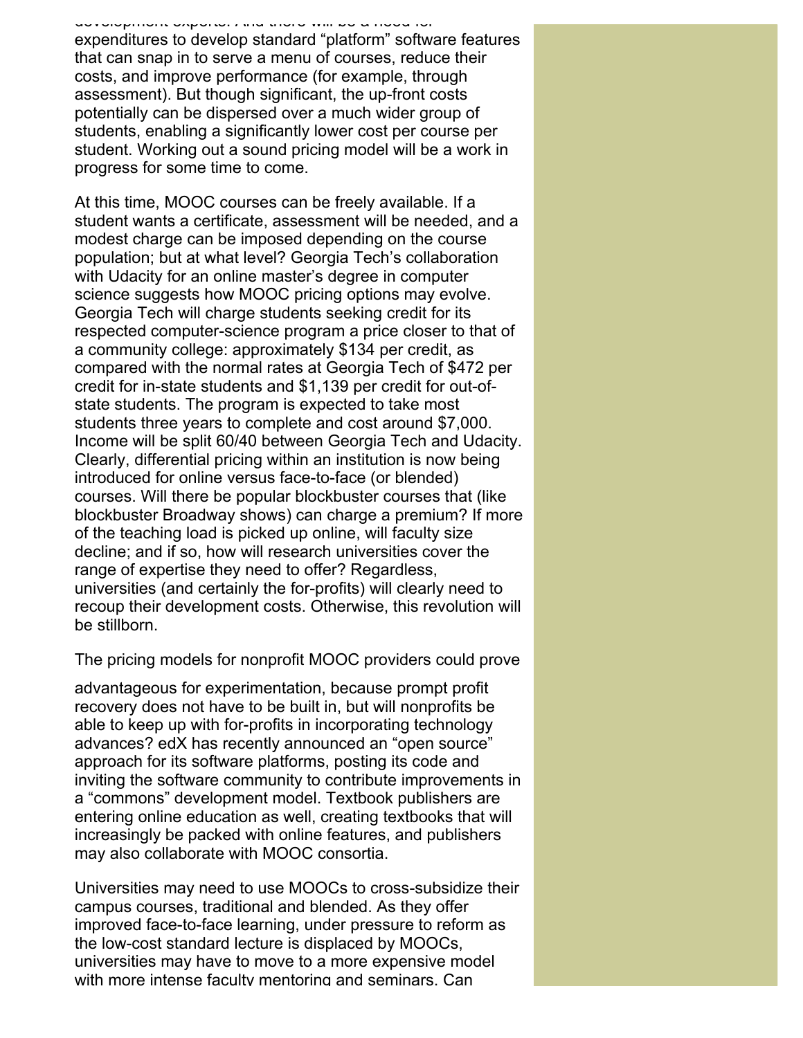development experts. And there will be a need for expenditures to develop standard "platform" software features that can snap in to serve a menu of courses, reduce their costs, and improve performance (for example, through assessment). But though significant, the up-front costs potentially can be dispersed over a much wider group of students, enabling a significantly lower cost per course per student. Working out a sound pricing model will be a work in progress for some time to come.

At this time, MOOC courses can be freely available. If a student wants a certificate, assessment will be needed, and a modest charge can be imposed depending on the course population; but at what level? Georgia Tech's collaboration with Udacity for an online master's degree in computer science suggests how MOOC pricing options may evolve. Georgia Tech will charge students seeking credit for its respected computer-science program a price closer to that of a community college: approximately $134 per credit, as compared with the normal rates at Georgia Tech of $472 per credit for in-state students and $1,139 per credit for out-of-state students. The program is expected to take most students three years to complete and cost around $7,000. Income will be split 60/40 between Georgia Tech and Udacity. Clearly, differential pricing within an institution is now being introduced for online versus face-to-face (or blended) courses. Will there be popular blockbuster courses that (like blockbuster Broadway shows) can charge a premium? If more of the teaching load is picked up online, will faculty size decline; and if so, how will research universities cover the range of expertise they need to offer? Regardless, universities (and certainly the for-profits) will clearly need to recoup their development costs. Otherwise, this revolution will be stillborn.

The pricing models for nonprofit MOOC providers could prove advantageous for experimentation, because prompt profit recovery does not have to be built in, but will nonprofits be able to keep up with for-profits in incorporating technology advances? edX has recently announced an "open source" approach for its software platforms, posting its code and inviting the software community to contribute improvements in a "commons" development model. Textbook publishers are entering online education as well, creating textbooks that will increasingly be packed with online features, and publishers may also collaborate with MOOC consortia.

Universities may need to use MOOCs to cross-subsidize their campus courses, traditional and blended. As they offer improved face-to-face learning, under pressure to reform as the low-cost standard lecture is displaced by MOOCs, universities may have to move to a more expensive model with more intense faculty mentoring and seminars. Can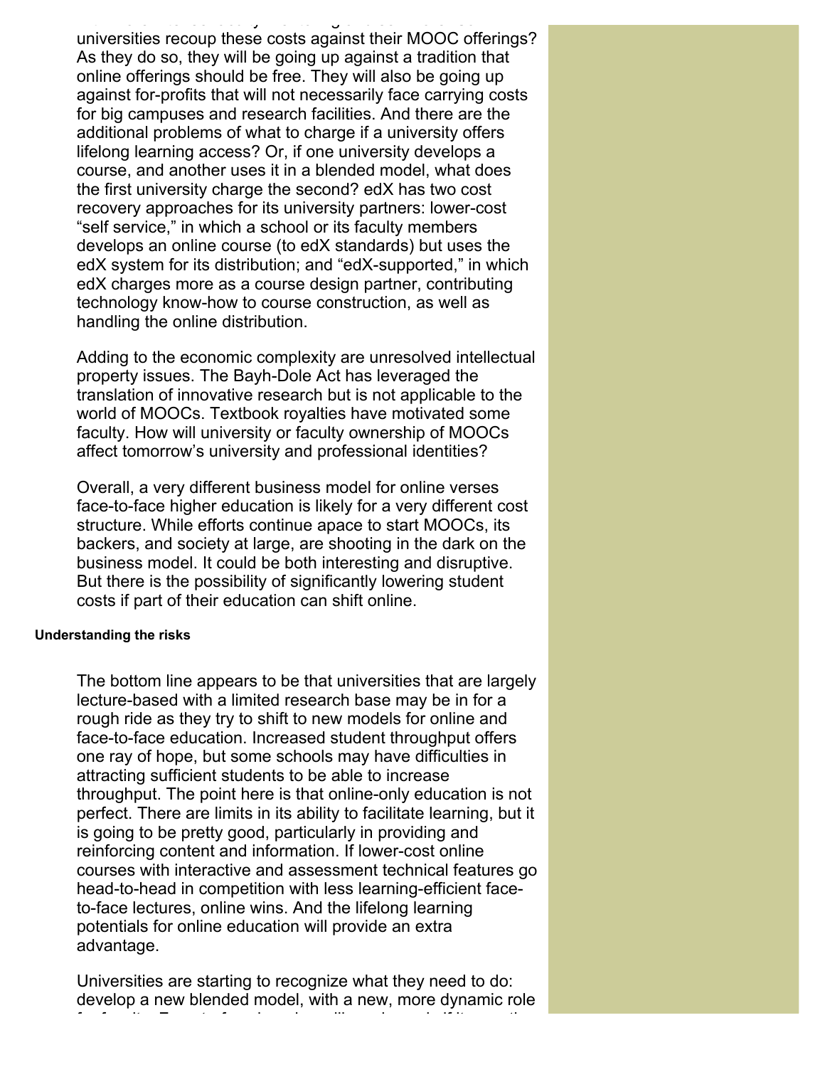universities recoup these costs against their MOOC offerings? As they do so, they will be going up against a tradition that online offerings should be free. They will also be going up against for-profits that will not necessarily face carrying costs for big campuses and research facilities. And there are the additional problems of what to charge if a university offers lifelong learning access? Or, if one university develops a course, and another uses it in a blended model, what does the first university charge the second? edX has two cost recovery approaches for its university partners: lower-cost "self service," in which a school or its faculty members develops an online course (to edX standards) but uses the edX system for its distribution; and "edX-supported," in which edX charges more as a course design partner, contributing technology know-how to course construction, as well as handling the online distribution.

Adding to the economic complexity are unresolved intellectual property issues. The Bayh-Dole Act has leveraged the translation of innovative research but is not applicable to the world of MOOCs. Textbook royalties have motivated some faculty. How will university or faculty ownership of MOOCs affect tomorrow's university and professional identities?

Overall, a very different business model for online verses face-to-face higher education is likely for a very different cost structure. While efforts continue apace to start MOOCs, its backers, and society at large, are shooting in the dark on the business model. It could be both interesting and disruptive. But there is the possibility of significantly lowering student costs if part of their education can shift online.

#### Understanding the risks

The bottom line appears to be that universities that are largely lecture-based with a limited research base may be in for a rough ride as they try to shift to new models for online and face-to-face education. Increased student throughput offers one ray of hope, but some schools may have difficulties in attracting sufficient students to be able to increase throughput. The point here is that online-only education is not perfect. There are limits in its ability to facilitate learning, but it is going to be pretty good, particularly in providing and reinforcing content and information. If lower-cost online courses with interactive and assessment technical features go head-to-head in competition with less learning-efficient face-to-face lectures, online wins. And the lifelong learning potentials for online education will provide an extra advantage.

Universities are starting to recognize what they need to do: develop a new blended model, with a new, more dynamic role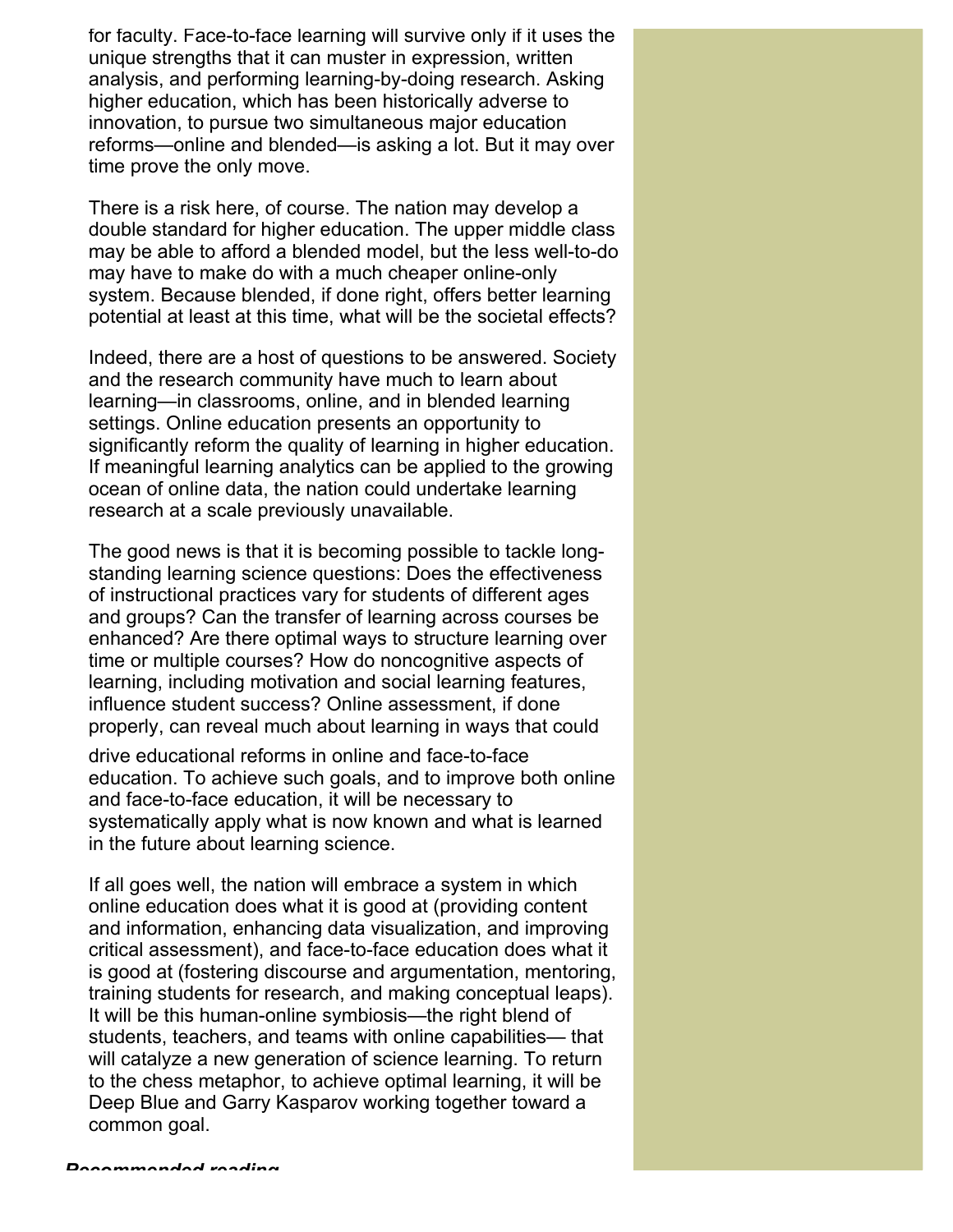for faculty. Face-to-face learning will survive only if it uses the unique strengths that it can muster in expression, written analysis, and performing learning-by-doing research. Asking higher education, which has been historically adverse to innovation, to pursue two simultaneous major education reforms—online and blended—is asking a lot. But it may over time prove the only move.

There is a risk here, of course. The nation may develop a double standard for higher education. The upper middle class may be able to afford a blended model, but the less well-to-do may have to make do with a much cheaper online-only system. Because blended, if done right, offers better learning potential at least at this time, what will be the societal effects?

Indeed, there are a host of questions to be answered. Society and the research community have much to learn about learning—in classrooms, online, and in blended learning settings. Online education presents an opportunity to significantly reform the quality of learning in higher education. If meaningful learning analytics can be applied to the growing ocean of online data, the nation could undertake learning research at a scale previously unavailable.

The good news is that it is becoming possible to tackle long-standing learning science questions: Does the effectiveness of instructional practices vary for students of different ages and groups? Can the transfer of learning across courses be enhanced? Are there optimal ways to structure learning over time or multiple courses? How do noncognitive aspects of learning, including motivation and social learning features, influence student success? Online assessment, if done properly, can reveal much about learning in ways that could drive educational reforms in online and face-to-face education. To achieve such goals, and to improve both online and face-to-face education, it will be necessary to systematically apply what is now known and what is learned in the future about learning science.

If all goes well, the nation will embrace a system in which online education does what it is good at (providing content and information, enhancing data visualization, and improving critical assessment), and face-to-face education does what it is good at (fostering discourse and argumentation, mentoring, training students for research, and making conceptual leaps). It will be this human-online symbiosis—the right blend of students, teachers, and teams with online capabilities— that will catalyze a new generation of science learning. To return to the chess metaphor, to achieve optimal learning, it will be Deep Blue and Garry Kasparov working together toward a common goal.

***Recommended reading***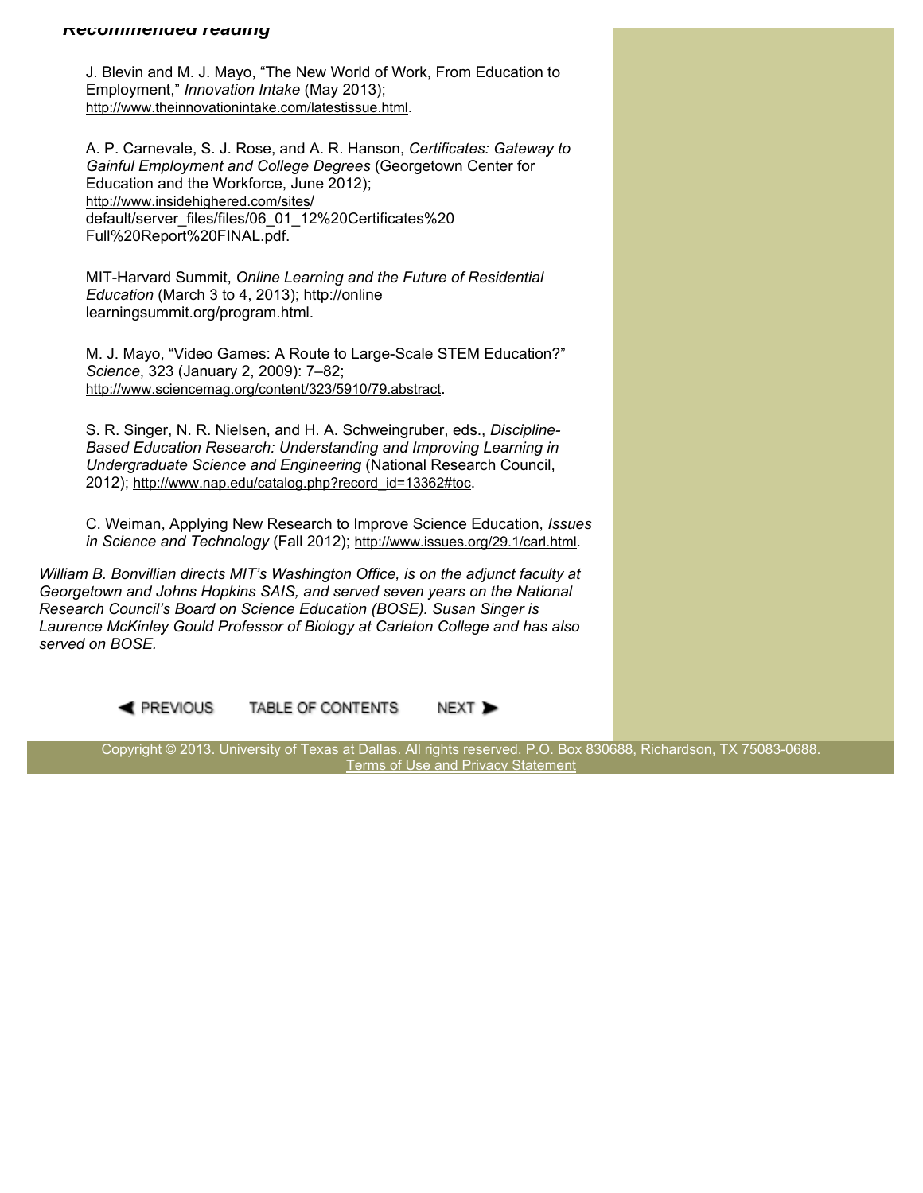### *Recommended reading*

J. Blevin and M. J. Mayo, "The New World of Work, From Education to Employment," *Innovation Intake* (May 2013); http://www.theinnovationintake.com/latestissue.html.

A. P. Carnevale, S. J. Rose, and A. R. Hanson, *Certificates: Gateway to Gainful Employment and College Degrees* (Georgetown Center for Education and the Workforce, June 2012); http://www.insidehighered.com/sites/default/server_files/files/06_01_12%20Certificates%20Full%20Report%20FINAL.pdf.

MIT-Harvard Summit, *Online Learning and the Future of Residential Education* (March 3 to 4, 2013); http://onlinelearningsummit.org/program.html.

M. J. Mayo, "Video Games: A Route to Large-Scale STEM Education?" *Science*, 323 (January 2, 2009): 7–82; http://www.sciencemag.org/content/323/5910/79.abstract.

S. R. Singer, N. R. Nielsen, and H. A. Schweingruber, eds., *Discipline-Based Education Research: Understanding and Improving Learning in Undergraduate Science and Engineering* (National Research Council, 2012); http://www.nap.edu/catalog.php?record_id=13362#toc.

C. Weiman, Applying New Research to Improve Science Education, *Issues in Science and Technology* (Fall 2012); http://www.issues.org/29.1/carl.html.

*William B. Bonvillian directs MIT's Washington Office, is on the adjunct faculty at Georgetown and Johns Hopkins SAIS, and served seven years on the National Research Council's Board on Science Education (BOSE). Susan Singer is Laurence McKinley Gould Professor of Biology at Carleton College and has also served on BOSE.*

PREVIOUS TABLE OF CONTENTS NEXT

Copyright © 2013. University of Texas at Dallas. All rights reserved. P.O. Box 830688, Richardson, TX 75083-0688.
Terms of Use and Privacy Statement